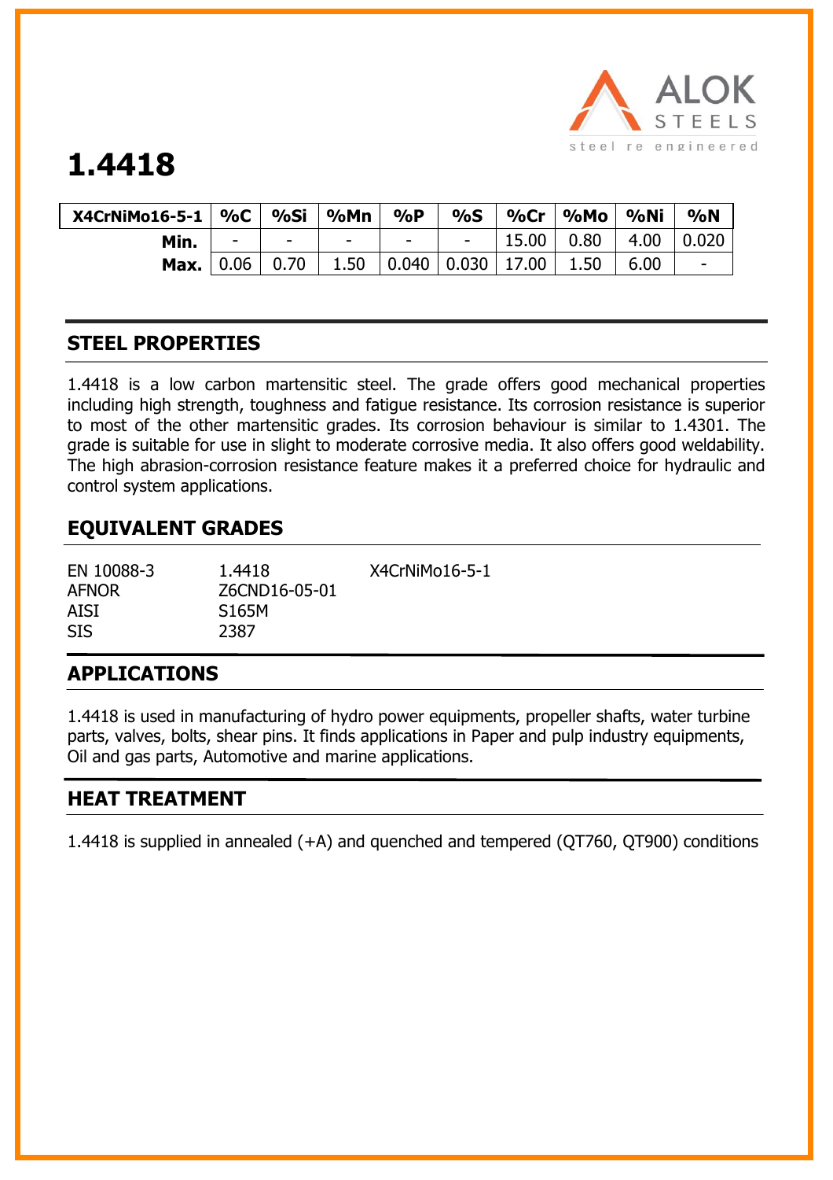# 1.4418

| X4CrNiMo16-5-1 | %C | %Si | %Mn | %P | %S | %Cr | %Mo | %Ni | %N |
|---|---|---|---|---|---|---|---|---|---|
| **Min.** | - | - | - | - | - | 15.00 | 0.80 | 4.00 | 0.020 |
| **Max.** | 0.06 | 0.70 | 1.50 | 0.040 | 0.030 | 17.00 | 1.50 | 6.00 | - |

## STEEL PROPERTIES

1.4418 is a low carbon martensitic steel. The grade offers good mechanical properties including high strength, toughness and fatigue resistance. Its corrosion resistance is superior to most of the other martensitic grades. Its corrosion behaviour is similar to 1.4301. The grade is suitable for use in slight to moderate corrosive media. It also offers good weldability. The high abrasion-corrosion resistance feature makes it a preferred choice for hydraulic and control system applications.

## EQUIVALENT GRADES

| | | |
|---|---|---|
| EN 10088-3 | 1.4418 | X4CrNiMo16-5-1 |
| AFNOR | Z6CND16-05-01 | |
| AISI | S165M | |
| SIS | 2387 | |

## APPLICATIONS

1.4418 is used in manufacturing of hydro power equipments, propeller shafts, water turbine parts, valves, bolts, shear pins. It finds applications in Paper and pulp industry equipments, Oil and gas parts, Automotive and marine applications.

## HEAT TREATMENT

1.4418 is supplied in annealed (+A) and quenched and tempered (QT760, QT900) conditions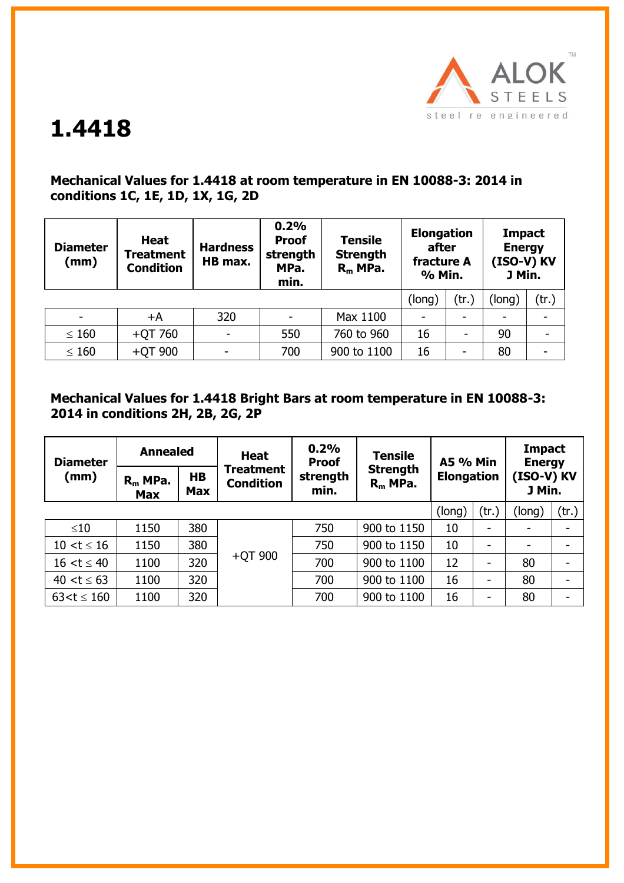# 1.4418

### Mechanical Values for 1.4418 at room temperature in EN 10088-3: 2014 in conditions 1C, 1E, 1D, 1X, 1G, 2D

| Diameter (mm) | Heat Treatment Condition | Hardness HB max. | 0.2% Proof strength MPa. min. | Tensile Strength $R_m$ MPa. | Elongation after fracture A % Min. | | Impact Energy (ISO-V) KV J Min. | |
|---|---|---|---|---|---|---|---|---|
| | | | | | (long) | (tr.) | (long) | (tr.) |
| - | +A | 320 | - | Max 1100 | - | - | - | - |
| ≤ 160 | +QT 760 | - | 550 | 760 to 960 | 16 | - | 90 | - |
| ≤ 160 | +QT 900 | - | 700 | 900 to 1100 | 16 | - | 80 | - |

### Mechanical Values for 1.4418 Bright Bars at room temperature in EN 10088-3: 2014 in conditions 2H, 2B, 2G, 2P

| Diameter (mm) | Annealed | | Heat Treatment Condition | 0.2% Proof strength min. | Tensile Strength $R_m$ MPa. | A5 % Min Elongation | | Impact Energy (ISO-V) KV J Min. | |
|---|---|---|---|---|---|---|---|---|---|
| | $R_m$ MPa. Max | HB Max | | | | (long) | (tr.) | (long) | (tr.) |
| ≤10 | 1150 | 380 | +QT 900 | 750 | 900 to 1150 | 10 | - | - | - |
| 10 <t ≤ 16 | 1150 | 380 | | 750 | 900 to 1150 | 10 | - | - | - |
| 16 <t ≤ 40 | 1100 | 320 | | 700 | 900 to 1100 | 12 | - | 80 | - |
| 40 <t ≤ 63 | 1100 | 320 | | 700 | 900 to 1100 | 16 | - | 80 | - |
| 63<t ≤ 160 | 1100 | 320 | | 700 | 900 to 1100 | 16 | - | 80 | - |